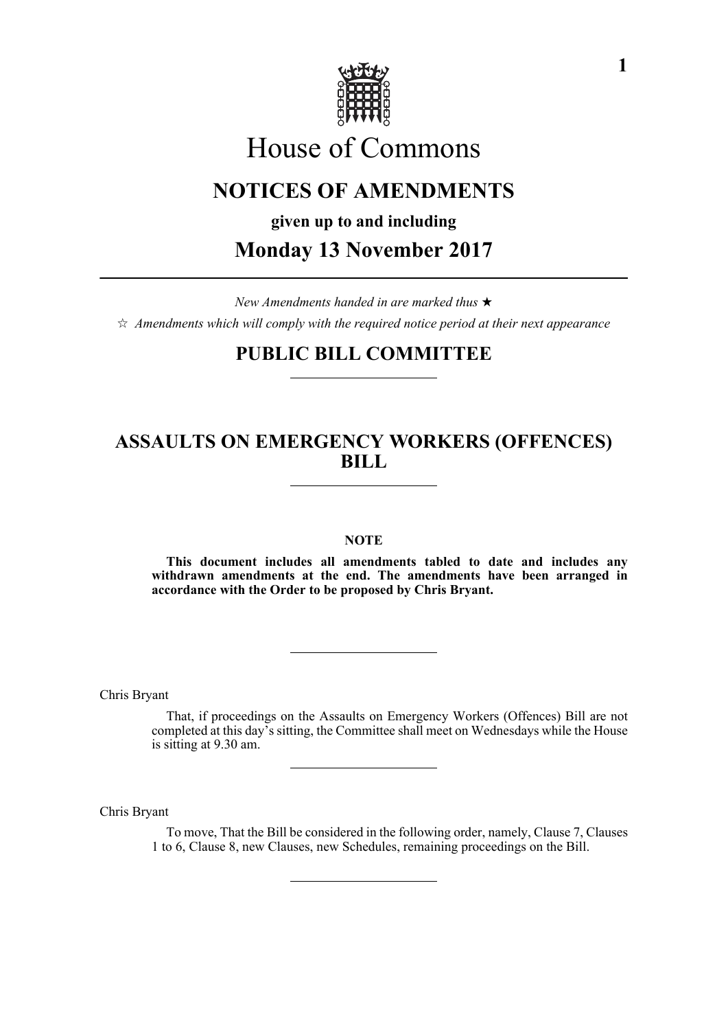# House of Commons

## NOTICES OF AMENDMENTS

**given up to and including**

## Monday 13 November 2017

---

*New Amendments handed in are marked thus ★*

☆ *Amendments which will comply with the required notice period at their next appearance*

## PUBLIC BILL COMMITTEE

---

## ASSAULTS ON EMERGENCY WORKERS (OFFENCES) BILL

---

**NOTE**

**This document includes all amendments tabled to date and includes any withdrawn amendments at the end. The amendments have been arranged in accordance with the Order to be proposed by Chris Bryant.**

---

Chris Bryant

That, if proceedings on the Assaults on Emergency Workers (Offences) Bill are not completed at this day's sitting, the Committee shall meet on Wednesdays while the House is sitting at 9.30 am.

---

Chris Bryant

To move, That the Bill be considered in the following order, namely, Clause 7, Clauses 1 to 6, Clause 8, new Clauses, new Schedules, remaining proceedings on the Bill.

---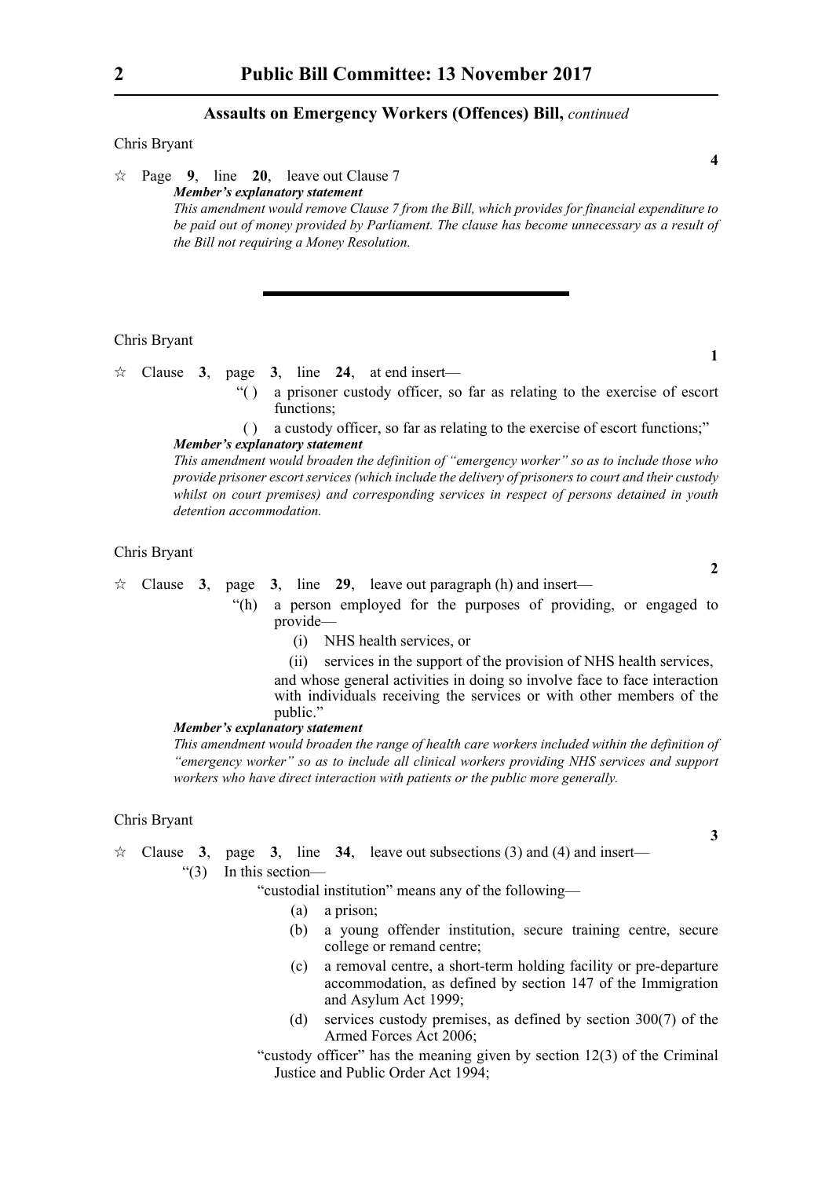## Assaults on Emergency Workers (Offences) Bill, *continued*

Chris Bryant

**4**

☆ Page **9**, line **20**, leave out Clause 7

***Member's explanatory statement***

*This amendment would remove Clause 7 from the Bill, which provides for financial expenditure to be paid out of money provided by Parliament. The clause has become unnecessary as a result of the Bill not requiring a Money Resolution.*

---

Chris Bryant

**1**

☆ Clause **3**, page **3**, line **24**, at end insert—

"( ) a prisoner custody officer, so far as relating to the exercise of escort functions;

( ) a custody officer, so far as relating to the exercise of escort functions;"

***Member's explanatory statement***

*This amendment would broaden the definition of "emergency worker" so as to include those who provide prisoner escort services (which include the delivery of prisoners to court and their custody whilst on court premises) and corresponding services in respect of persons detained in youth detention accommodation.*

Chris Bryant

**2**

☆ Clause **3**, page **3**, line **29**, leave out paragraph (h) and insert—

"(h) a person employed for the purposes of providing, or engaged to provide—

(i) NHS health services, or

(ii) services in the support of the provision of NHS health services,

and whose general activities in doing so involve face to face interaction with individuals receiving the services or with other members of the public."

***Member's explanatory statement***

*This amendment would broaden the range of health care workers included within the definition of "emergency worker" so as to include all clinical workers providing NHS services and support workers who have direct interaction with patients or the public more generally.*

Chris Bryant

**3**

☆ Clause **3**, page **3**, line **34**, leave out subsections (3) and (4) and insert—

"(3) In this section—

"custodial institution" means any of the following—

(a) a prison;

(b) a young offender institution, secure training centre, secure college or remand centre;

(c) a removal centre, a short-term holding facility or pre-departure accommodation, as defined by section 147 of the Immigration and Asylum Act 1999;

(d) services custody premises, as defined by section 300(7) of the Armed Forces Act 2006;

"custody officer" has the meaning given by section 12(3) of the Criminal Justice and Public Order Act 1994;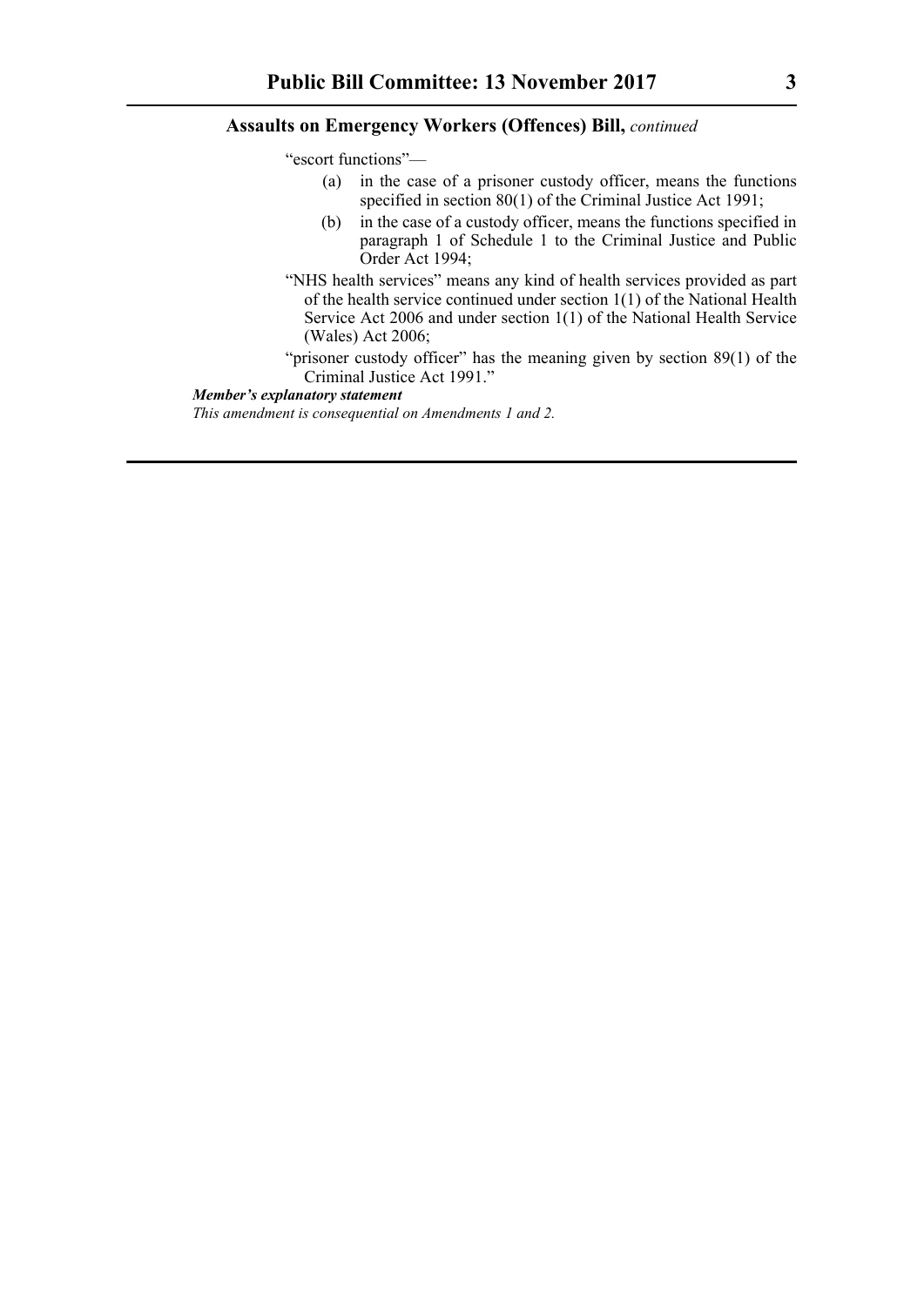**Assaults on Emergency Workers (Offences) Bill,** *continued*

"escort functions"—

(a) in the case of a prisoner custody officer, means the functions specified in section 80(1) of the Criminal Justice Act 1991;

(b) in the case of a custody officer, means the functions specified in paragraph 1 of Schedule 1 to the Criminal Justice and Public Order Act 1994;

"NHS health services" means any kind of health services provided as part of the health service continued under section 1(1) of the National Health Service Act 2006 and under section 1(1) of the National Health Service (Wales) Act 2006;

"prisoner custody officer" has the meaning given by section 89(1) of the Criminal Justice Act 1991."

***Member's explanatory statement***

*This amendment is consequential on Amendments 1 and 2.*